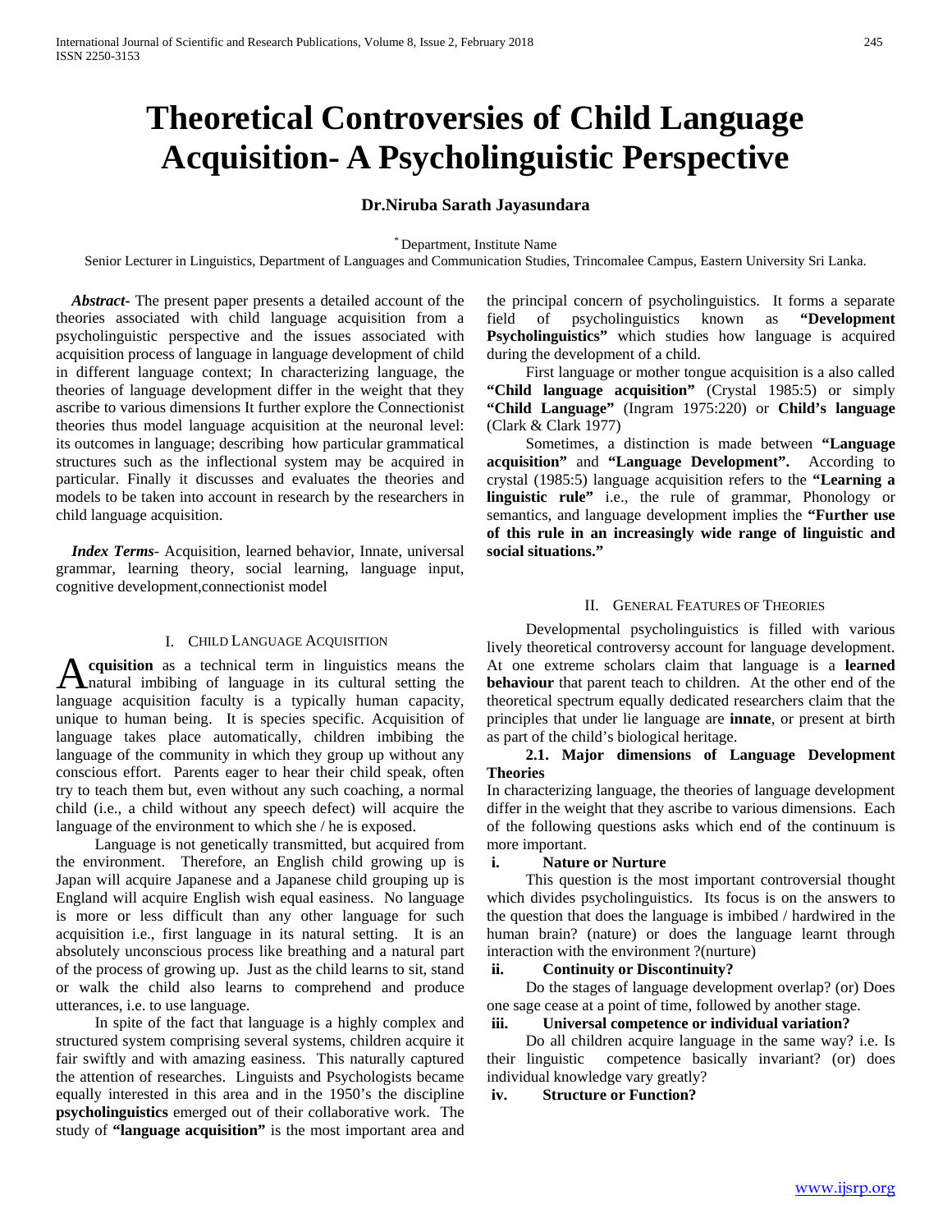# Theoretical Controversies of Child Language Acquisition- A Psycholinguistic Perspective

**Dr.Niruba Sarath Jayasundara**

[*] Department, Institute Name

Senior Lecturer in Linguistics, Department of Languages and Communication Studies, Trincomalee Campus, Eastern University Sri Lanka.

***Abstract***- The present paper presents a detailed account of the theories associated with child language acquisition from a psycholinguistic perspective and the issues associated with acquisition process of language in language development of child in different language context; In characterizing language, the theories of language development differ in the weight that they ascribe to various dimensions It further explore the Connectionist theories thus model language acquisition at the neuronal level: its outcomes in language; describing how particular grammatical structures such as the inflectional system may be acquired in particular. Finally it discusses and evaluates the theories and models to be taken into account in research by the researchers in child language acquisition.

***Index Terms***- Acquisition, learned behavior, Innate, universal grammar, learning theory, social learning, language input, cognitive development,connectionist model

## I. Child Language Acquisition

**Acquisition** as a technical term in linguistics means the natural imbibing of language in its cultural setting the language acquisition faculty is a typically human capacity, unique to human being. It is species specific. Acquisition of language takes place automatically, children imbibing the language of the community in which they group up without any conscious effort. Parents eager to hear their child speak, often try to teach them but, even without any such coaching, a normal child (i.e., a child without any speech defect) will acquire the language of the environment to which she / he is exposed.

Language is not genetically transmitted, but acquired from the environment. Therefore, an English child growing up is Japan will acquire Japanese and a Japanese child grouping up is England will acquire English wish equal easiness. No language is more or less difficult than any other language for such acquisition i.e., first language in its natural setting. It is an absolutely unconscious process like breathing and a natural part of the process of growing up. Just as the child learns to sit, stand or walk the child also learns to comprehend and produce utterances, i.e. to use language.

In spite of the fact that language is a highly complex and structured system comprising several systems, children acquire it fair swiftly and with amazing easiness. This naturally captured the attention of researches. Linguists and Psychologists became equally interested in this area and in the 1950's the discipline **psycholinguistics** emerged out of their collaborative work. The study of **"language acquisition"** is the most important area and the principal concern of psycholinguistics. It forms a separate field of psycholinguistics known as **"Development Psycholinguistics"** which studies how language is acquired during the development of a child.

First language or mother tongue acquisition is a also called **"Child language acquisition"** (Crystal 1985:5) or simply **"Child Language"** (Ingram 1975:220) or **Child's language** (Clark & Clark 1977)

Sometimes, a distinction is made between **"Language acquisition"** and **"Language Development".** According to crystal (1985:5) language acquisition refers to the **"Learning a linguistic rule"** i.e., the rule of grammar, Phonology or semantics, and language development implies the **"Further use of this rule in an increasingly wide range of linguistic and social situations."**

## II. General Features of Theories

Developmental psycholinguistics is filled with various lively theoretical controversy account for language development. At one extreme scholars claim that language is a **learned behaviour** that parent teach to children. At the other end of the theoretical spectrum equally dedicated researchers claim that the principles that under lie language are **innate**, or present at birth as part of the child's biological heritage.

### 2.1. Major dimensions of Language Development Theories

In characterizing language, the theories of language development differ in the weight that they ascribe to various dimensions. Each of the following questions asks which end of the continuum is more important.

**i. Nature or Nurture**

This question is the most important controversial thought which divides psycholinguistics. Its focus is on the answers to the question that does the language is imbibed / hardwired in the human brain? (nature) or does the language learnt through interaction with the environment ?(nurture)

**ii. Continuity or Discontinuity?**

Do the stages of language development overlap? (or) Does one sage cease at a point of time, followed by another stage.

**iii. Universal competence or individual variation?**

Do all children acquire language in the same way? i.e. Is their linguistic competence basically invariant? (or) does individual knowledge vary greatly?

**iv. Structure or Function?**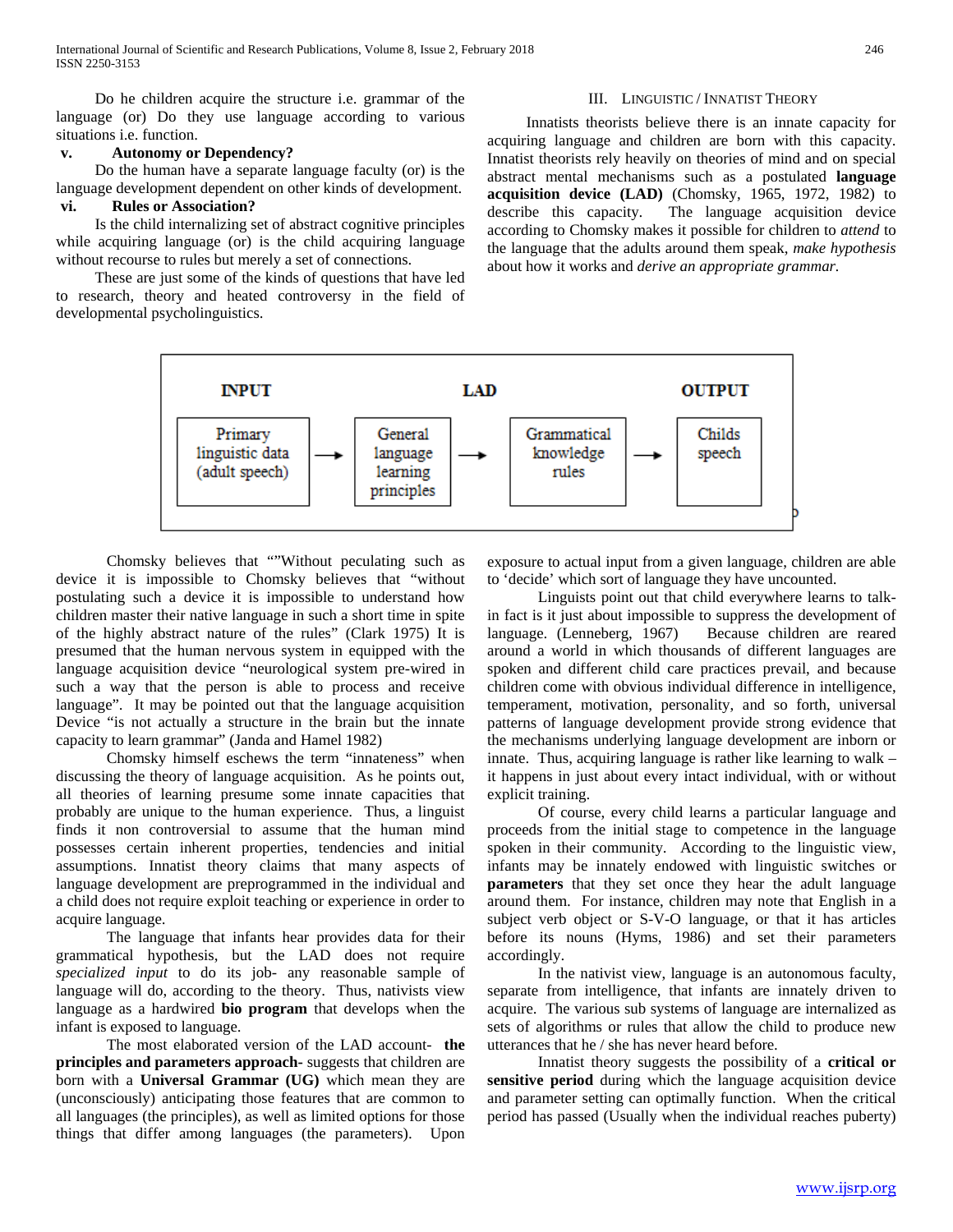Do he children acquire the structure i.e. grammar of the language (or) Do they use language according to various situations i.e. function.

**v. Autonomy or Dependency?**

Do the human have a separate language faculty (or) is the language development dependent on other kinds of development.

**vi. Rules or Association?**

Is the child internalizing set of abstract cognitive principles while acquiring language (or) is the child acquiring language without recourse to rules but merely a set of connections.

These are just some of the kinds of questions that have led to research, theory and heated controversy in the field of developmental psycholinguistics.

## III. Linguistic / Innatist Theory

Innatists theorists believe there is an innate capacity for acquiring language and children are born with this capacity. Innatist theorists rely heavily on theories of mind and on special abstract mental mechanisms such as a postulated **language acquisition device (LAD)** (Chomsky, 1965, 1972, 1982) to describe this capacity. The language acquisition device according to Chomsky makes it possible for children to *attend* to the language that the adults around them speak, *make hypothesis* about how it works and *derive an appropriate grammar.*

| INPUT | LAD | | OUTPUT |
|---|---|---|---|
| Primary linguistic data (adult speech) → | General language learning principles → | Grammatical knowledge rules → | Childs speech |

Chomsky believes that “”Without peculating such as device it is impossible to Chomsky believes that “without postulating such a device it is impossible to understand how children master their native language in such a short time in spite of the highly abstract nature of the rules” (Clark 1975) It is presumed that the human nervous system in equipped with the language acquisition device “neurological system pre-wired in such a way that the person is able to process and receive language”. It may be pointed out that the language acquisition Device “is not actually a structure in the brain but the innate capacity to learn grammar” (Janda and Hamel 1982)

Chomsky himself eschews the term “innateness” when discussing the theory of language acquisition. As he points out, all theories of learning presume some innate capacities that probably are unique to the human experience. Thus, a linguist finds it non controversial to assume that the human mind possesses certain inherent properties, tendencies and initial assumptions. Innatist theory claims that many aspects of language development are preprogrammed in the individual and a child does not require exploit teaching or experience in order to acquire language.

The language that infants hear provides data for their grammatical hypothesis, but the LAD does not require *specialized input* to do its job- any reasonable sample of language will do, according to the theory. Thus, nativists view language as a hardwired **bio program** that develops when the infant is exposed to language.

The most elaborated version of the LAD account- **the principles and parameters approach-** suggests that children are born with a **Universal Grammar (UG)** which mean they are (unconsciously) anticipating those features that are common to all languages (the principles), as well as limited options for those things that differ among languages (the parameters). Upon exposure to actual input from a given language, children are able to ‘decide’ which sort of language they have encountered.

Linguists point out that child everywhere learns to talk- in fact is it just about impossible to suppress the development of language. (Lenneberg, 1967) Because children are reared around a world in which thousands of different languages are spoken and different child care practices prevail, and because children come with obvious individual difference in intelligence, temperament, motivation, personality, and so forth, universal patterns of language development provide strong evidence that the mechanisms underlying language development are inborn or innate. Thus, acquiring language is rather like learning to walk – it happens in just about every intact individual, with or without explicit training.

Of course, every child learns a particular language and proceeds from the initial stage to competence in the language spoken in their community. According to the linguistic view, infants may be innately endowed with linguistic switches or **parameters** that they set once they hear the adult language around them. For instance, children may note that English in a subject verb object or S-V-O language, or that it has articles before its nouns (Hyms, 1986) and set their parameters accordingly.

In the nativist view, language is an autonomous faculty, separate from intelligence, that infants are innately driven to acquire. The various sub systems of language are internalized as sets of algorithms or rules that allow the child to produce new utterances that he / she has never heard before.

Innatist theory suggests the possibility of a **critical or sensitive period** during which the language acquisition device and parameter setting can optimally function. When the critical period has passed (Usually when the individual reaches puberty)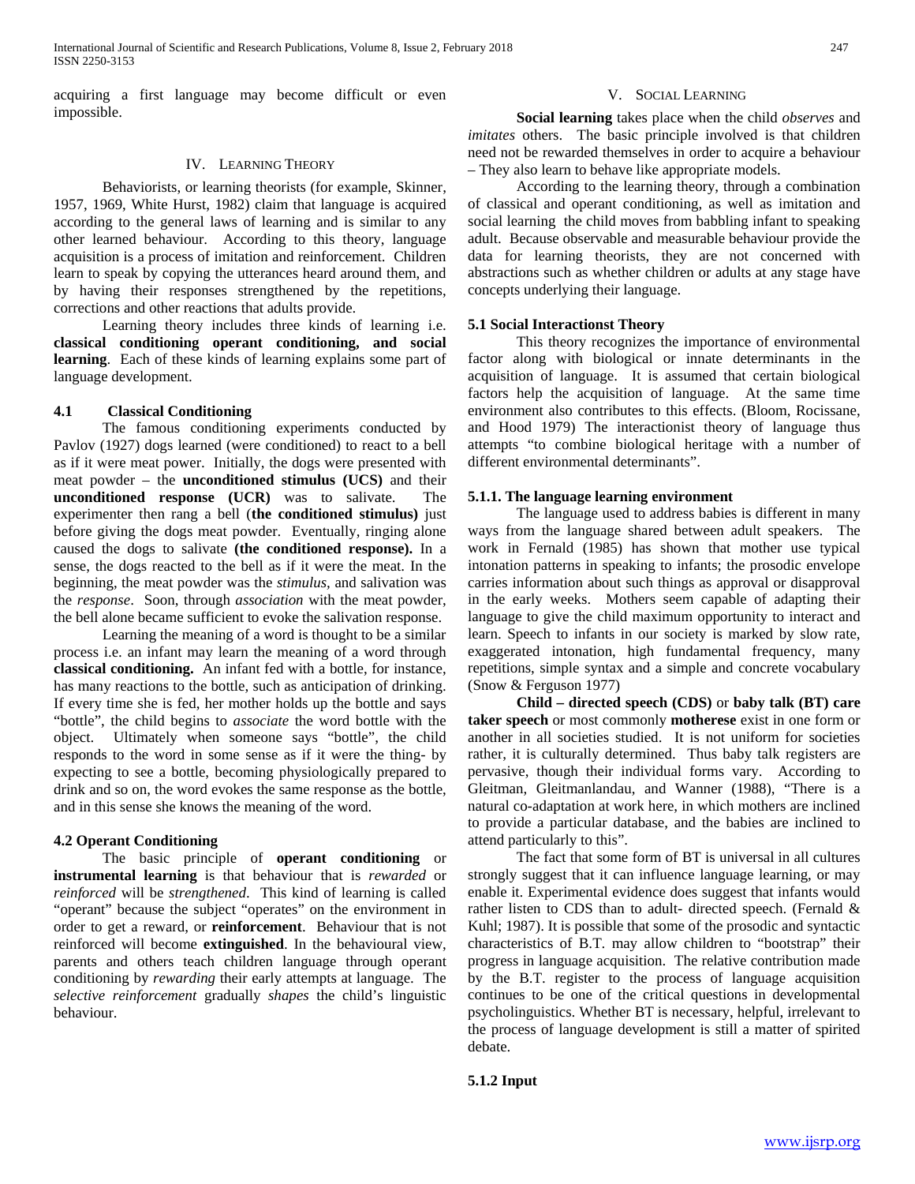acquiring a first language may become difficult or even impossible.

## IV. Learning Theory

Behaviorists, or learning theorists (for example, Skinner, 1957, 1969, White Hurst, 1982) claim that language is acquired according to the general laws of learning and is similar to any other learned behaviour. According to this theory, language acquisition is a process of imitation and reinforcement. Children learn to speak by copying the utterances heard around them, and by having their responses strengthened by the repetitions, corrections and other reactions that adults provide.

Learning theory includes three kinds of learning i.e. **classical conditioning operant conditioning, and social learning**. Each of these kinds of learning explains some part of language development.

### 4.1 Classical Conditioning

The famous conditioning experiments conducted by Pavlov (1927) dogs learned (were conditioned) to react to a bell as if it were meat power. Initially, the dogs were presented with meat powder – the **unconditioned stimulus (UCS)** and their **unconditioned response (UCR)** was to salivate. The experimenter then rang a bell (**the conditioned stimulus)** just before giving the dogs meat powder. Eventually, ringing alone caused the dogs to salivate **(the conditioned response).** In a sense, the dogs reacted to the bell as if it were the meat. In the beginning, the meat powder was the *stimulus,* and salivation was the *response*. Soon, through *association* with the meat powder, the bell alone became sufficient to evoke the salivation response.

Learning the meaning of a word is thought to be a similar process i.e. an infant may learn the meaning of a word through **classical conditioning.** An infant fed with a bottle, for instance, has many reactions to the bottle, such as anticipation of drinking. If every time she is fed, her mother holds up the bottle and says "bottle", the child begins to *associate* the word bottle with the object. Ultimately when someone says "bottle", the child responds to the word in some sense as if it were the thing- by expecting to see a bottle, becoming physiologically prepared to drink and so on, the word evokes the same response as the bottle, and in this sense she knows the meaning of the word.

### 4.2 Operant Conditioning

The basic principle of **operant conditioning** or **instrumental learning** is that behaviour that is *rewarded* or *reinforced* will be *strengthened*. This kind of learning is called "operant" because the subject "operates" on the environment in order to get a reward, or **reinforcement**. Behaviour that is not reinforced will become **extinguished**. In the behavioural view, parents and others teach children language through operant conditioning by *rewarding* their early attempts at language. The *selective reinforcement* gradually *shapes* the child's linguistic behaviour.

## V. Social Learning

**Social learning** takes place when the child *observes* and *imitates* others. The basic principle involved is that children need not be rewarded themselves in order to acquire a behaviour – They also learn to behave like appropriate models.

According to the learning theory, through a combination of classical and operant conditioning, as well as imitation and social learning the child moves from babbling infant to speaking adult. Because observable and measurable behaviour provide the data for learning theorists, they are not concerned with abstractions such as whether children or adults at any stage have concepts underlying their language.

### 5.1 Social Interactionst Theory

This theory recognizes the importance of environmental factor along with biological or innate determinants in the acquisition of language. It is assumed that certain biological factors help the acquisition of language. At the same time environment also contributes to this effects. (Bloom, Rocissane, and Hood 1979) The interactionist theory of language thus attempts "to combine biological heritage with a number of different environmental determinants".

#### 5.1.1. The language learning environment

The language used to address babies is different in many ways from the language shared between adult speakers. The work in Fernald (1985) has shown that mother use typical intonation patterns in speaking to infants; the prosodic envelope carries information about such things as approval or disapproval in the early weeks. Mothers seem capable of adapting their language to give the child maximum opportunity to interact and learn. Speech to infants in our society is marked by slow rate, exaggerated intonation, high fundamental frequency, many repetitions, simple syntax and a simple and concrete vocabulary (Snow & Ferguson 1977)

**Child – directed speech (CDS)** or **baby talk (BT) care taker speech** or most commonly **motherese** exist in one form or another in all societies studied. It is not uniform for societies rather, it is culturally determined. Thus baby talk registers are pervasive, though their individual forms vary. According to Gleitman, Gleitmanlandau, and Wanner (1988), "There is a natural co-adaptation at work here, in which mothers are inclined to provide a particular database, and the babies are inclined to attend particularly to this".

The fact that some form of BT is universal in all cultures strongly suggest that it can influence language learning, or may enable it. Experimental evidence does suggest that infants would rather listen to CDS than to adult- directed speech. (Fernald & Kuhl; 1987). It is possible that some of the prosodic and syntactic characteristics of B.T. may allow children to "bootstrap" their progress in language acquisition. The relative contribution made by the B.T. register to the process of language acquisition continues to be one of the critical questions in developmental psycholinguistics. Whether BT is necessary, helpful, irrelevant to the process of language development is still a matter of spirited debate.

#### 5.1.2 Input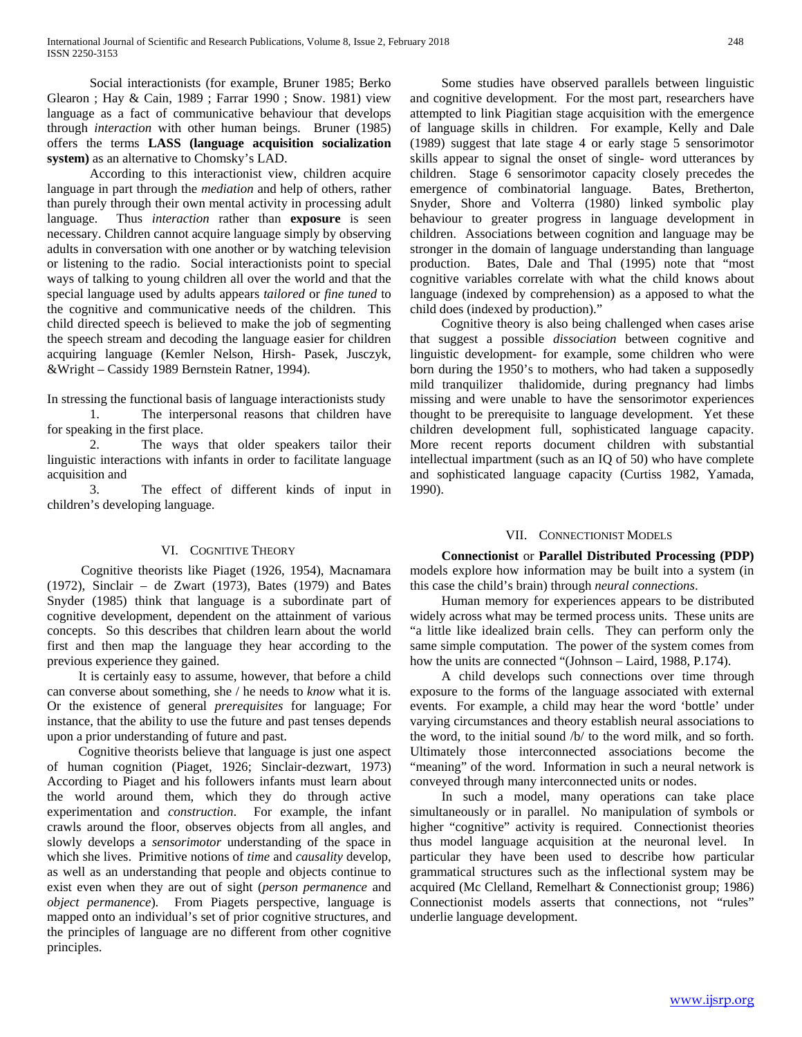Social interactionists (for example, Bruner 1985; Berko Glearon ; Hay & Cain, 1989 ; Farrar 1990 ; Snow. 1981) view language as a fact of communicative behaviour that develops through *interaction* with other human beings. Bruner (1985) offers the terms **LASS (language acquisition socialization system)** as an alternative to Chomsky's LAD.

According to this interactionist view, children acquire language in part through the *mediation* and help of others, rather than purely through their own mental activity in processing adult language. Thus *interaction* rather than **exposure** is seen necessary. Children cannot acquire language simply by observing adults in conversation with one another or by watching television or listening to the radio. Social interactionists point to special ways of talking to young children all over the world and that the special language used by adults appears *tailored* or *fine tuned* to the cognitive and communicative needs of the children. This child directed speech is believed to make the job of segmenting the speech stream and decoding the language easier for children acquiring language (Kemler Nelson, Hirsh- Pasek, Jusczyk, &Wright – Cassidy 1989 Bernstein Ratner, 1994).

In stressing the functional basis of language interactionists study

1. The interpersonal reasons that children have for speaking in the first place.
2. The ways that older speakers tailor their linguistic interactions with infants in order to facilitate language acquisition and
3. The effect of different kinds of input in children's developing language.

## VI. Cognitive Theory

Cognitive theorists like Piaget (1926, 1954), Macnamara (1972), Sinclair – de Zwart (1973), Bates (1979) and Bates Snyder (1985) think that language is a subordinate part of cognitive development, dependent on the attainment of various concepts. So this describes that children learn about the world first and then map the language they hear according to the previous experience they gained.

It is certainly easy to assume, however, that before a child can converse about something, she / he needs to *know* what it is. Or the existence of general *prerequisites* for language; For instance, that the ability to use the future and past tenses depends upon a prior understanding of future and past.

Cognitive theorists believe that language is just one aspect of human cognition (Piaget, 1926; Sinclair-dezwart, 1973) According to Piaget and his followers infants must learn about the world around them, which they do through active experimentation and *construction*. For example, the infant crawls around the floor, observes objects from all angles, and slowly develops a *sensorimotor* understanding of the space in which she lives. Primitive notions of *time* and *causality* develop, as well as an understanding that people and objects continue to exist even when they are out of sight (*person permanence* and *object permanence*). From Piagets perspective, language is mapped onto an individual's set of prior cognitive structures, and the principles of language are no different from other cognitive principles.

Some studies have observed parallels between linguistic and cognitive development. For the most part, researchers have attempted to link Piagitian stage acquisition with the emergence of language skills in children. For example, Kelly and Dale (1989) suggest that late stage 4 or early stage 5 sensorimotor skills appear to signal the onset of single- word utterances by children. Stage 6 sensorimotor capacity closely precedes the emergence of combinatorial language. Bates, Bretherton, Snyder, Shore and Volterra (1980) linked symbolic play behaviour to greater progress in language development in children. Associations between cognition and language may be stronger in the domain of language understanding than language production. Bates, Dale and Thal (1995) note that "most cognitive variables correlate with what the child knows about language (indexed by comprehension) as a apposed to what the child does (indexed by production)."

Cognitive theory is also being challenged when cases arise that suggest a possible *dissociation* between cognitive and linguistic development- for example, some children who were born during the 1950's to mothers, who had taken a supposedly mild tranquilizer thalidomide, during pregnancy had limbs missing and were unable to have the sensorimotor experiences thought to be prerequisite to language development. Yet these children development full, sophisticated language capacity. More recent reports document children with substantial intellectual impartment (such as an IQ of 50) who have complete and sophisticated language capacity (Curtiss 1982, Yamada, 1990).

## VII. Connectionist Models

**Connectionist** or **Parallel Distributed Processing (PDP)** models explore how information may be built into a system (in this case the child's brain) through *neural connections*.

Human memory for experiences appears to be distributed widely across what may be termed process units. These units are "a little like idealized brain cells. They can perform only the same simple computation. The power of the system comes from how the units are connected "(Johnson – Laird, 1988, P.174).

A child develops such connections over time through exposure to the forms of the language associated with external events. For example, a child may hear the word 'bottle' under varying circumstances and theory establish neural associations to the word, to the initial sound /b/ to the word milk, and so forth. Ultimately those interconnected associations become the "meaning" of the word. Information in such a neural network is conveyed through many interconnected units or nodes.

In such a model, many operations can take place simultaneously or in parallel. No manipulation of symbols or higher "cognitive" activity is required. Connectionist theories thus model language acquisition at the neuronal level. In particular they have been used to describe how particular grammatical structures such as the inflectional system may be acquired (Mc Clelland, Remelhart & Connectionist group; 1986) Connectionist models asserts that connections, not "rules" underlie language development.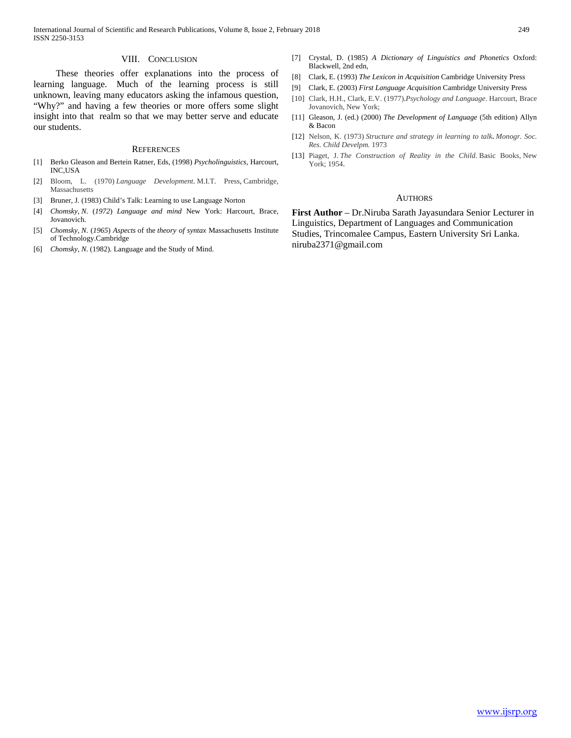## VIII. Conclusion

These theories offer explanations into the process of learning language. Much of the learning process is still unknown, leaving many educators asking the infamous question, "Why?" and having a few theories or more offers some slight insight into that realm so that we may better serve and educate our students.

## References

[1] Berko Gleason and Bertein Ratner, Eds, (1998) *Psycholinguistics*, Harcourt, INC,USA

[2] Bloom, L. (1970) *Language Development*. M.I.T. Press, Cambridge, Massachusetts

[3] Bruner, J. (1983) Child's Talk: Learning to use Language Norton

[4] *Chomsky, N.* (*1972*) *Language and mind* New York: Harcourt, Brace, Jovanovich.

[5] *Chomsky, N.* (*1965*) *Aspects* of the *theory of syntax* Massachusetts Institute of Technology.Cambridge

[6] *Chomsky, N*. (1982). Language and the Study of Mind.

[7] Crystal, D. (1985) *A Dictionary of Linguistics and Phonetics* Oxford: Blackwell, 2nd edn,

[8] Clark, E. (1993) *The Lexicon in Acquisition* Cambridge University Press

[9] Clark, E. (2003) *First Language Acquisition* Cambridge University Press

[10] Clark, H.H., Clark, E.V. (1977).*Psychology and Language*. Harcourt, Brace Jovanovich, New York;

[11] Gleason, J. (ed.) (2000) *The Development of Language* (5th edition) Allyn & Bacon

[12] Nelson, K. (1973) *Structure and strategy in learning to talk***.** *Monogr. Soc. Res. Child Develpm.* 1973

[13] Piaget, J. *The Construction of Reality in the Child.* Basic Books, New York; 1954.

## Authors

**First Author** – Dr.Niruba Sarath Jayasundara Senior Lecturer in Linguistics, Department of Languages and Communication Studies, Trincomalee Campus, Eastern University Sri Lanka. niruba2371@gmail.com